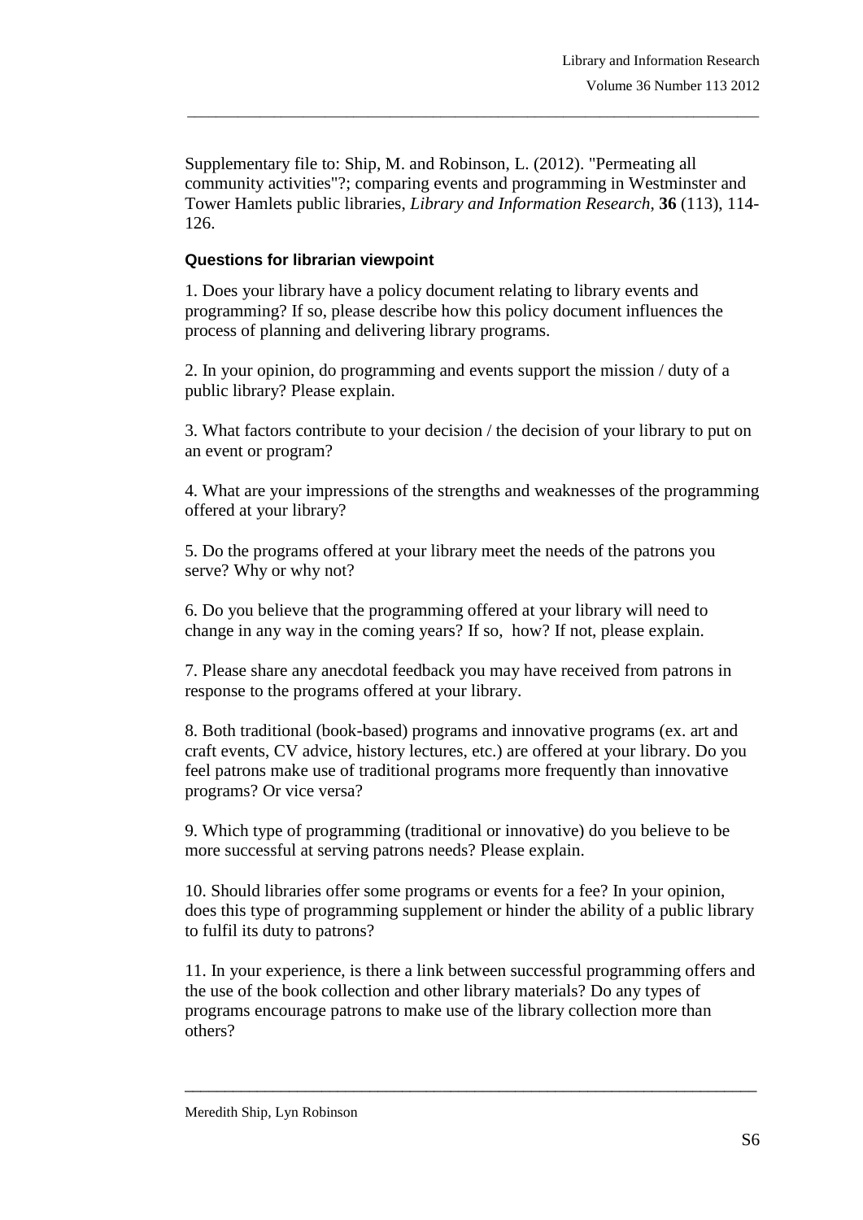Supplementary file to: Ship, M. and Robinson, L. (2012). "Permeating all community activities"?; comparing events and programming in Westminster and Tower Hamlets public libraries, *Library and Information Research*, **36** (113), 114-126.

**Questions for librarian viewpoint**

1. Does your library have a policy document relating to library events and programming? If so, please describe how this policy document influences the process of planning and delivering library programs.

2. In your opinion, do programming and events support the mission / duty of a public library? Please explain.

3. What factors contribute to your decision / the decision of your library to put on an event or program?

4. What are your impressions of the strengths and weaknesses of the programming offered at your library?

5. Do the programs offered at your library meet the needs of the patrons you serve? Why or why not?

6. Do you believe that the programming offered at your library will need to change in any way in the coming years? If so, how? If not, please explain.

7. Please share any anecdotal feedback you may have received from patrons in response to the programs offered at your library.

8. Both traditional (book-based) programs and innovative programs (ex. art and craft events, CV advice, history lectures, etc.) are offered at your library. Do you feel patrons make use of traditional programs more frequently than innovative programs? Or vice versa?

9. Which type of programming (traditional or innovative) do you believe to be more successful at serving patrons needs? Please explain.

10. Should libraries offer some programs or events for a fee? In your opinion, does this type of programming supplement or hinder the ability of a public library to fulfil its duty to patrons?

11. In your experience, is there a link between successful programming offers and the use of the book collection and other library materials? Do any types of programs encourage patrons to make use of the library collection more than others?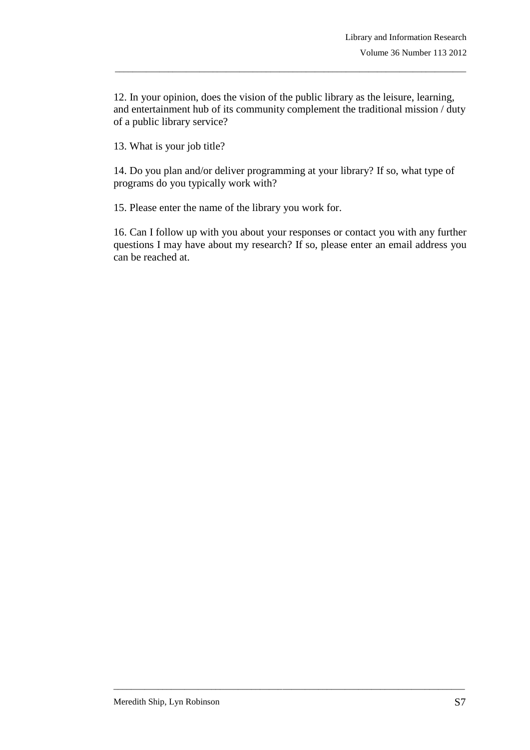12. In your opinion, does the vision of the public library as the leisure, learning, and entertainment hub of its community complement the traditional mission / duty of a public library service?

13. What is your job title?

14. Do you plan and/or deliver programming at your library? If so, what type of programs do you typically work with?

15. Please enter the name of the library you work for.

16. Can I follow up with you about your responses or contact you with any further questions I may have about my research? If so, please enter an email address you can be reached at.